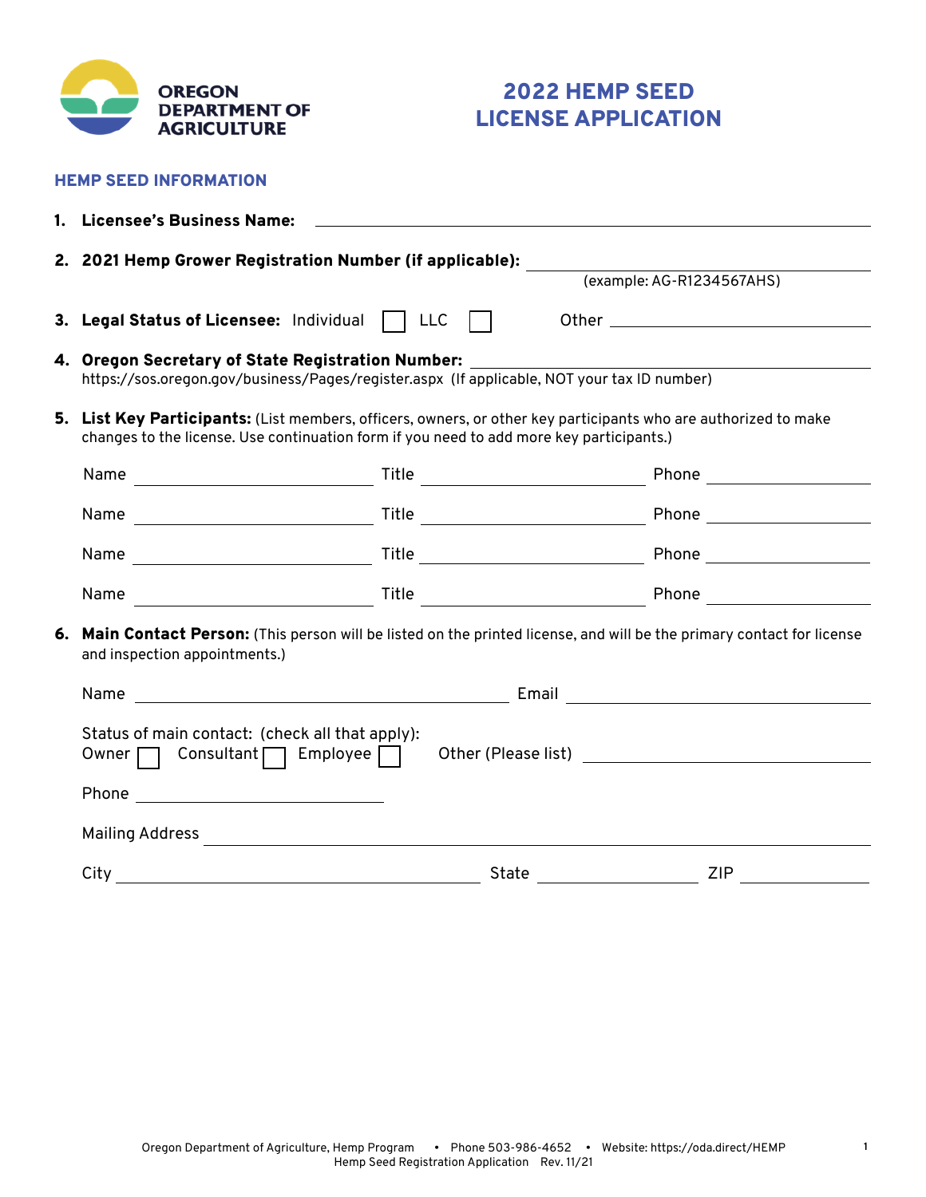OREGON DEPARTMENT OF AGRICULTURE

# 2022 HEMP SEED LICENSE APPLICATION

## HEMP SEED INFORMATION

1. **Licensee's Business Name:** ______________________________

2. **2021 Hemp Grower Registration Number (if applicable):** ______________________________
   (example: AG-R1234567AHS)

3. **Legal Status of Licensee:** Individual ☐ LLC ☐ Other ______________________________

4. **Oregon Secretary of State Registration Number:** ______________________________
   https://sos.oregon.gov/business/Pages/register.aspx (If applicable, NOT your tax ID number)

5. **List Key Participants:** (List members, officers, owners, or other key participants who are authorized to make changes to the license. Use continuation form if you need to add more key participants.)

   Name ______________ Title ______________ Phone ______________

   Name ______________ Title ______________ Phone ______________

   Name ______________ Title ______________ Phone ______________

   Name ______________ Title ______________ Phone ______________

6. **Main Contact Person:** (This person will be listed on the printed license, and will be the primary contact for license and inspection appointments.)

   Name ______________________________ Email ______________________________

   Status of main contact: (check all that apply):
   Owner ☐ Consultant ☐ Employee ☐ Other (Please list) ______________________________

   Phone ______________________________

   Mailing Address ______________________________

   City ______________________________ State ______________ ZIP ______________

Oregon Department of Agriculture, Hemp Program • Phone 503-986-4652 • Website: https://oda.direct/HEMP
Hemp Seed Registration Application Rev. 11/21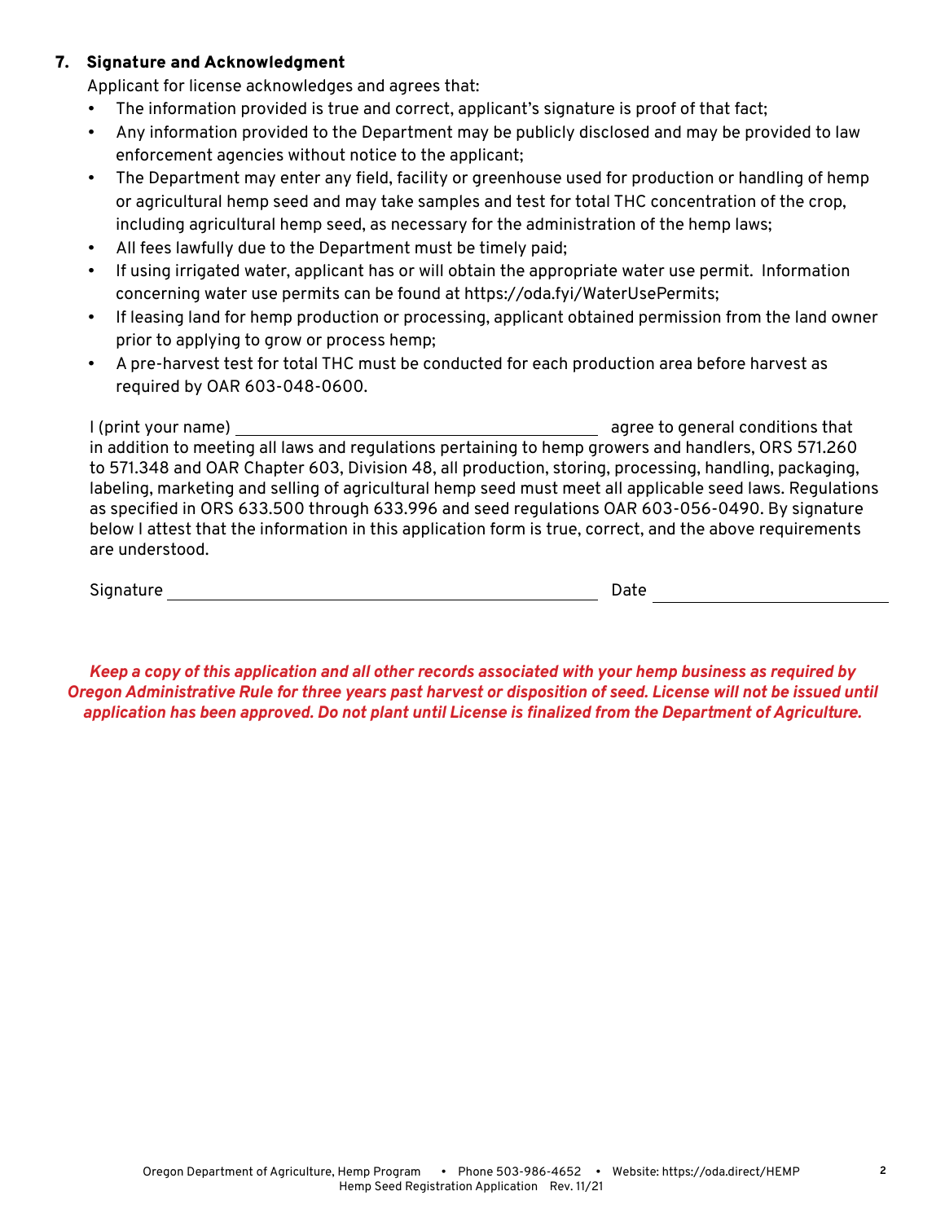## 7. Signature and Acknowledgment

Applicant for license acknowledges and agrees that:

- The information provided is true and correct, applicant's signature is proof of that fact;
- Any information provided to the Department may be publicly disclosed and may be provided to law enforcement agencies without notice to the applicant;
- The Department may enter any field, facility or greenhouse used for production or handling of hemp or agricultural hemp seed and may take samples and test for total THC concentration of the crop, including agricultural hemp seed, as necessary for the administration of the hemp laws;
- All fees lawfully due to the Department must be timely paid;
- If using irrigated water, applicant has or will obtain the appropriate water use permit. Information concerning water use permits can be found at https://oda.fyi/WaterUsePermits;
- If leasing land for hemp production or processing, applicant obtained permission from the land owner prior to applying to grow or process hemp;
- A pre-harvest test for total THC must be conducted for each production area before harvest as required by OAR 603-048-0600.

I (print your name) ________________________________ agree to general conditions that in addition to meeting all laws and regulations pertaining to hemp growers and handlers, ORS 571.260 to 571.348 and OAR Chapter 603, Division 48, all production, storing, processing, handling, packaging, labeling, marketing and selling of agricultural hemp seed must meet all applicable seed laws. Regulations as specified in ORS 633.500 through 633.996 and seed regulations OAR 603-056-0490. By signature below I attest that the information in this application form is true, correct, and the above requirements are understood.

Signature ________________________________ Date ____________________

***Keep a copy of this application and all other records associated with your hemp business as required by Oregon Administrative Rule for three years past harvest or disposition of seed. License will not be issued until application has been approved. Do not plant until License is finalized from the Department of Agriculture.***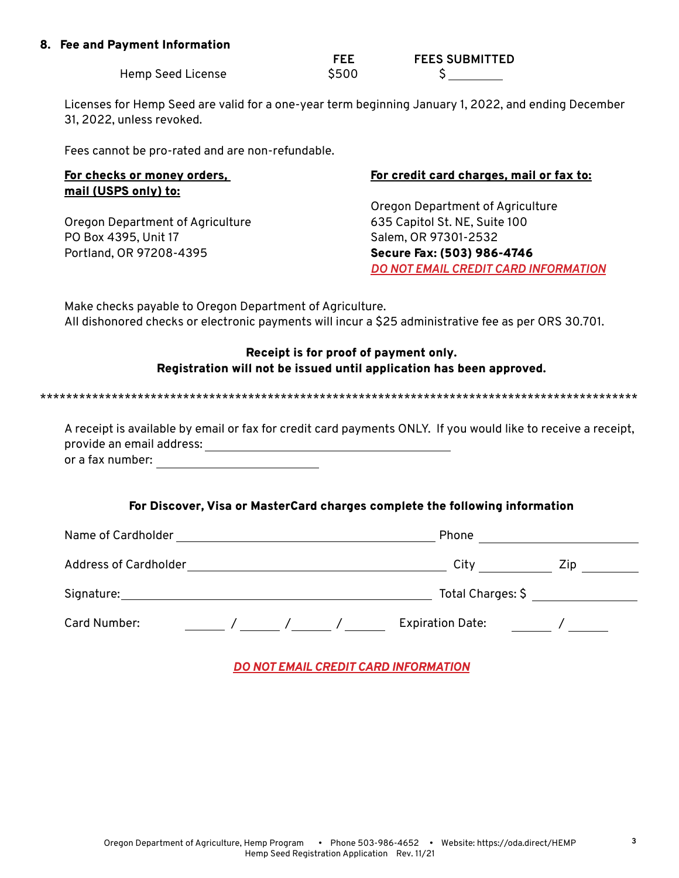## 8. Fee and Payment Information

| | FEE | FEES SUBMITTED |
|---|---|---|
| Hemp Seed License | $500 | $ ________ |

Licenses for Hemp Seed are valid for a one-year term beginning January 1, 2022, and ending December 31, 2022, unless revoked.

Fees cannot be pro-rated and are non-refundable.

**For checks or money orders, mail (USPS only) to:**

Oregon Department of Agriculture
PO Box 4395, Unit 17
Portland, OR 97208-4395

**For credit card charges, mail or fax to:**

Oregon Department of Agriculture
635 Capitol St. NE, Suite 100
Salem, OR 97301-2532
**Secure Fax: (503) 986-4746**
***DO NOT EMAIL CREDIT CARD INFORMATION***

Make checks payable to Oregon Department of Agriculture.
All dishonored checks or electronic payments will incur a $25 administrative fee as per ORS 30.701.

**Receipt is for proof of payment only.**
**Registration will not be issued until application has been approved.**

*******************************************************************************************************

A receipt is available by email or fax for credit card payments ONLY. If you would like to receive a receipt, provide an email address: ______________________________
or a fax number: ____________________

**For Discover, Visa or MasterCard charges complete the following information**

Name of Cardholder ______________________________ Phone ____________________

Address of Cardholder ______________________________ City __________ Zip ________

Signature: ______________________________ Total Charges: $ ____________

Card Number: ______ / ______ / ______ / ______ Expiration Date: ______ / ______

***DO NOT EMAIL CREDIT CARD INFORMATION***